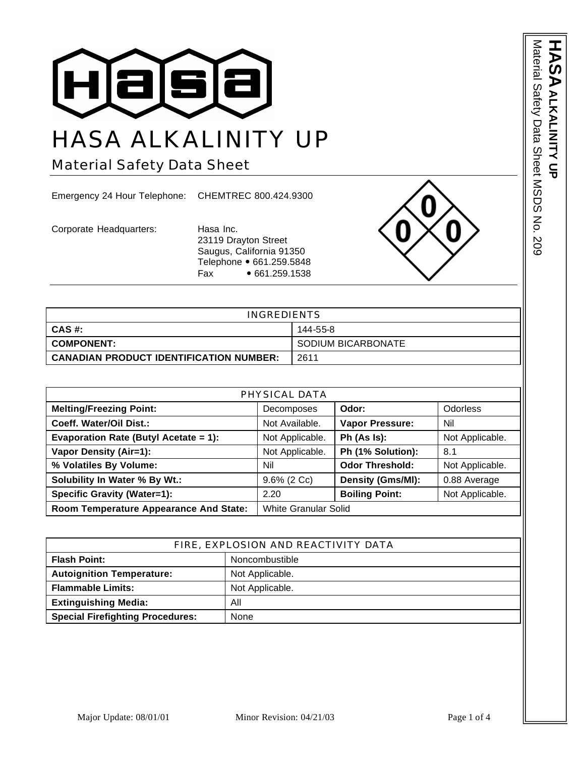# HASA ALKALINITY UP

## Material Safety Data Sheet

Emergency 24 Hour Telephone: CHEMTREC 800.424.9300

Corporate Headquarters: Hasa Inc.
23119 Drayton Street
Saugus, California 91350
Telephone • 661.259.5848
Fax • 661.259.1538

| INGREDIENTS | |
|---|---|
| **CAS #:** | 144-55-8 |
| **COMPONENT:** | SODIUM BICARBONATE |
| **CANADIAN PRODUCT IDENTIFICATION NUMBER:** | 2611 |

| PHYSICAL DATA | | | |
|---|---|---|---|
| **Melting/Freezing Point:** | Decomposes | **Odor:** | Odorless |
| **Coeff. Water/Oil Dist.:** | Not Available. | **Vapor Pressure:** | Nil |
| **Evaporation Rate (Butyl Acetate = 1):** | Not Applicable. | **Ph (As Is):** | Not Applicable. |
| **Vapor Density (Air=1):** | Not Applicable. | **Ph (1% Solution):** | 8.1 |
| **% Volatiles By Volume:** | Nil | **Odor Threshold:** | Not Applicable. |
| **Solubility In Water % By Wt.:** | 9.6% (2 Cc) | **Density (Gms/Ml):** | 0.88 Average |
| **Specific Gravity (Water=1):** | 2.20 | **Boiling Point:** | Not Applicable. |
| **Room Temperature Appearance And State:** | White Granular Solid | | |

| FIRE, EXPLOSION AND REACTIVITY DATA | |
|---|---|
| **Flash Point:** | Noncombustible |
| **Autoignition Temperature:** | Not Applicable. |
| **Flammable Limits:** | Not Applicable. |
| **Extinguishing Media:** | All |
| **Special Firefighting Procedures:** | None |

Major Update: 08/01/01 Minor Revision: 04/21/03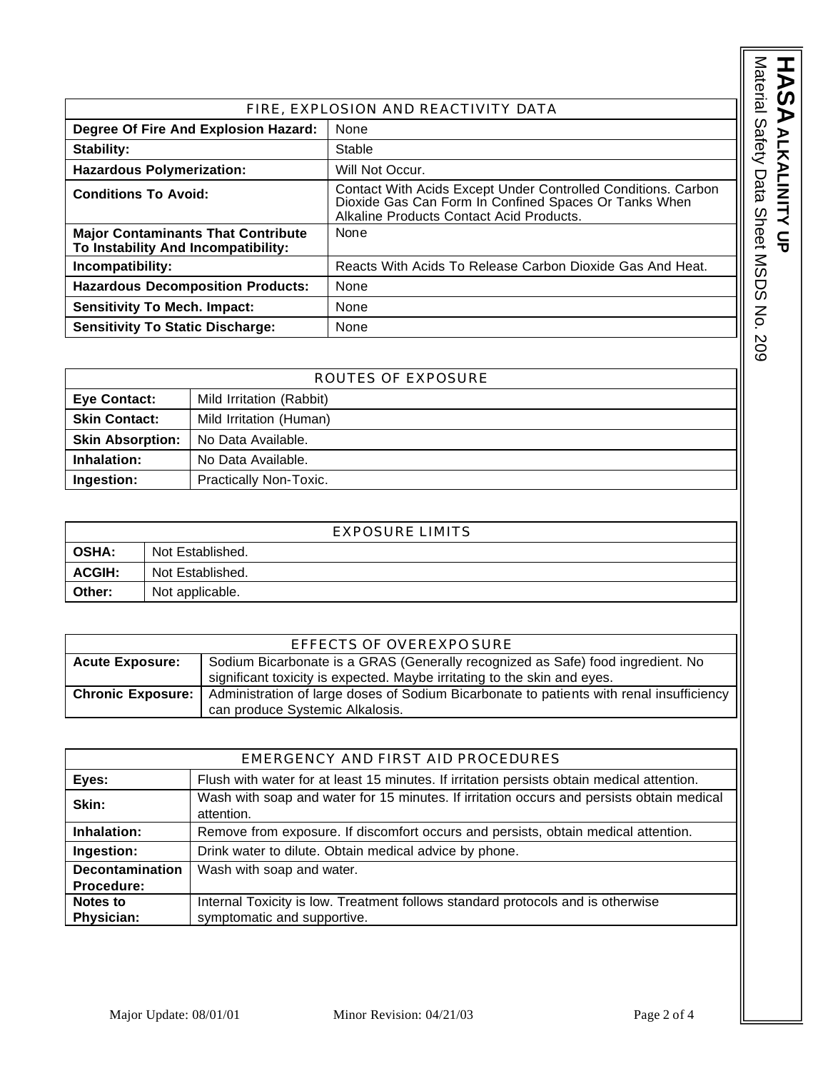| FIRE, EXPLOSION AND REACTIVITY DATA | |
|---|---|
| **Degree Of Fire And Explosion Hazard:** | None |
| **Stability:** | Stable |
| **Hazardous Polymerization:** | Will Not Occur. |
| **Conditions To Avoid:** | Contact With Acids Except Under Controlled Conditions. Carbon Dioxide Gas Can Form In Confined Spaces Or Tanks When Alkaline Products Contact Acid Products. |
| **Major Contaminants That Contribute To Instability And Incompatibility:** | None |
| **Incompatibility:** | Reacts With Acids To Release Carbon Dioxide Gas And Heat. |
| **Hazardous Decomposition Products:** | None |
| **Sensitivity To Mech. Impact:** | None |
| **Sensitivity To Static Discharge:** | None |

| ROUTES OF EXPOSURE | |
|---|---|
| **Eye Contact:** | Mild Irritation (Rabbit) |
| **Skin Contact:** | Mild Irritation (Human) |
| **Skin Absorption:** | No Data Available. |
| **Inhalation:** | No Data Available. |
| **Ingestion:** | Practically Non-Toxic. |

| EXPOSURE LIMITS | |
|---|---|
| **OSHA:** | Not Established. |
| **ACGIH:** | Not Established. |
| **Other:** | Not applicable. |

| EFFECTS OF OVEREXPOSURE | |
|---|---|
| **Acute Exposure:** | Sodium Bicarbonate is a GRAS (Generally recognized as Safe) food ingredient. No significant toxicity is expected. Maybe irritating to the skin and eyes. |
| **Chronic Exposure:** | Administration of large doses of Sodium Bicarbonate to patients with renal insufficiency can produce Systemic Alkalosis. |

| EMERGENCY AND FIRST AID PROCEDURES | |
|---|---|
| **Eyes:** | Flush with water for at least 15 minutes. If irritation persists obtain medical attention. |
| **Skin:** | Wash with soap and water for 15 minutes. If irritation occurs and persists obtain medical attention. |
| **Inhalation:** | Remove from exposure. If discomfort occurs and persists, obtain medical attention. |
| **Ingestion:** | Drink water to dilute. Obtain medical advice by phone. |
| **Decontamination Procedure:** | Wash with soap and water. |
| **Notes to Physician:** | Internal Toxicity is low. Treatment follows standard protocols and is otherwise symptomatic and supportive. |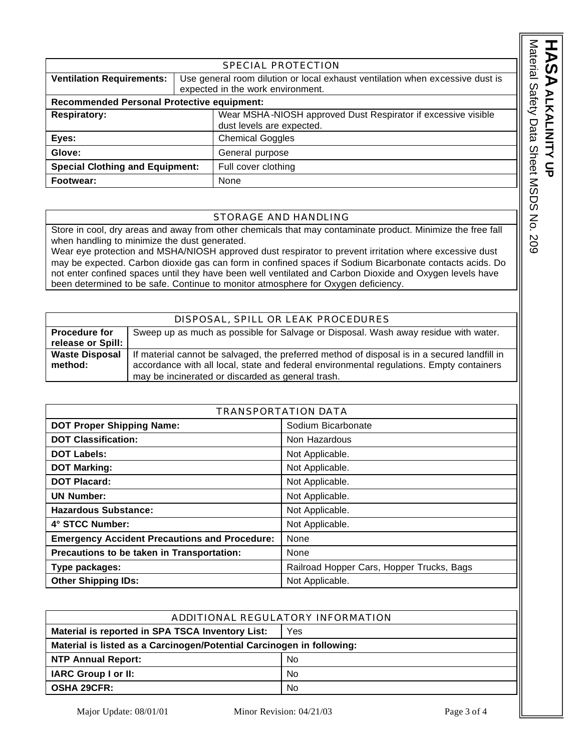## SPECIAL PROTECTION

| | |
|---|---|
| **Ventilation Requirements:** | Use general room dilution or local exhaust ventilation when excessive dust is expected in the work environment. |
| **Recommended Personal Protective equipment:** | |
| **Respiratory:** | Wear MSHA-NIOSH approved Dust Respirator if excessive visible dust levels are expected. |
| **Eyes:** | Chemical Goggles |
| **Glove:** | General purpose |
| **Special Clothing and Equipment:** | Full cover clothing |
| **Footwear:** | None |

## STORAGE AND HANDLING

Store in cool, dry areas and away from other chemicals that may contaminate product. Minimize the free fall when handling to minimize the dust generated.

Wear eye protection and MSHA/NIOSH approved dust respirator to prevent irritation where excessive dust may be expected. Carbon dioxide gas can form in confined spaces if Sodium Bicarbonate contacts acids. Do not enter confined spaces until they have been well ventilated and Carbon Dioxide and Oxygen levels have been determined to be safe. Continue to monitor atmosphere for Oxygen deficiency.

## DISPOSAL, SPILL OR LEAK PROCEDURES

| | |
|---|---|
| **Procedure for release or Spill:** | Sweep up as much as possible for Salvage or Disposal. Wash away residue with water. |
| **Waste Disposal method:** | If material cannot be salvaged, the preferred method of disposal is in a secured landfill in accordance with all local, state and federal environmental regulations. Empty containers may be incinerated or discarded as general trash. |

## TRANSPORTATION DATA

| | |
|---|---|
| **DOT Proper Shipping Name:** | Sodium Bicarbonate |
| **DOT Classification:** | Non Hazardous |
| **DOT Labels:** | Not Applicable. |
| **DOT Marking:** | Not Applicable. |
| **DOT Placard:** | Not Applicable. |
| **UN Number:** | Not Applicable. |
| **Hazardous Substance:** | Not Applicable. |
| **4° STCC Number:** | Not Applicable. |
| **Emergency Accident Precautions and Procedure:** | None |
| **Precautions to be taken in Transportation:** | None |
| **Type packages:** | Railroad Hopper Cars, Hopper Trucks, Bags |
| **Other Shipping IDs:** | Not Applicable. |

## ADDITIONAL REGULATORY INFORMATION

| | |
|---|---|
| **Material is reported in SPA TSCA Inventory List:** | Yes |
| **Material is listed as a Carcinogen/Potential Carcinogen in following:** | |
| **NTP Annual Report:** | No |
| **IARC Group I or II:** | No |
| **OSHA 29CFR:** | No |

Major Update: 08/01/01 Minor Revision: 04/21/03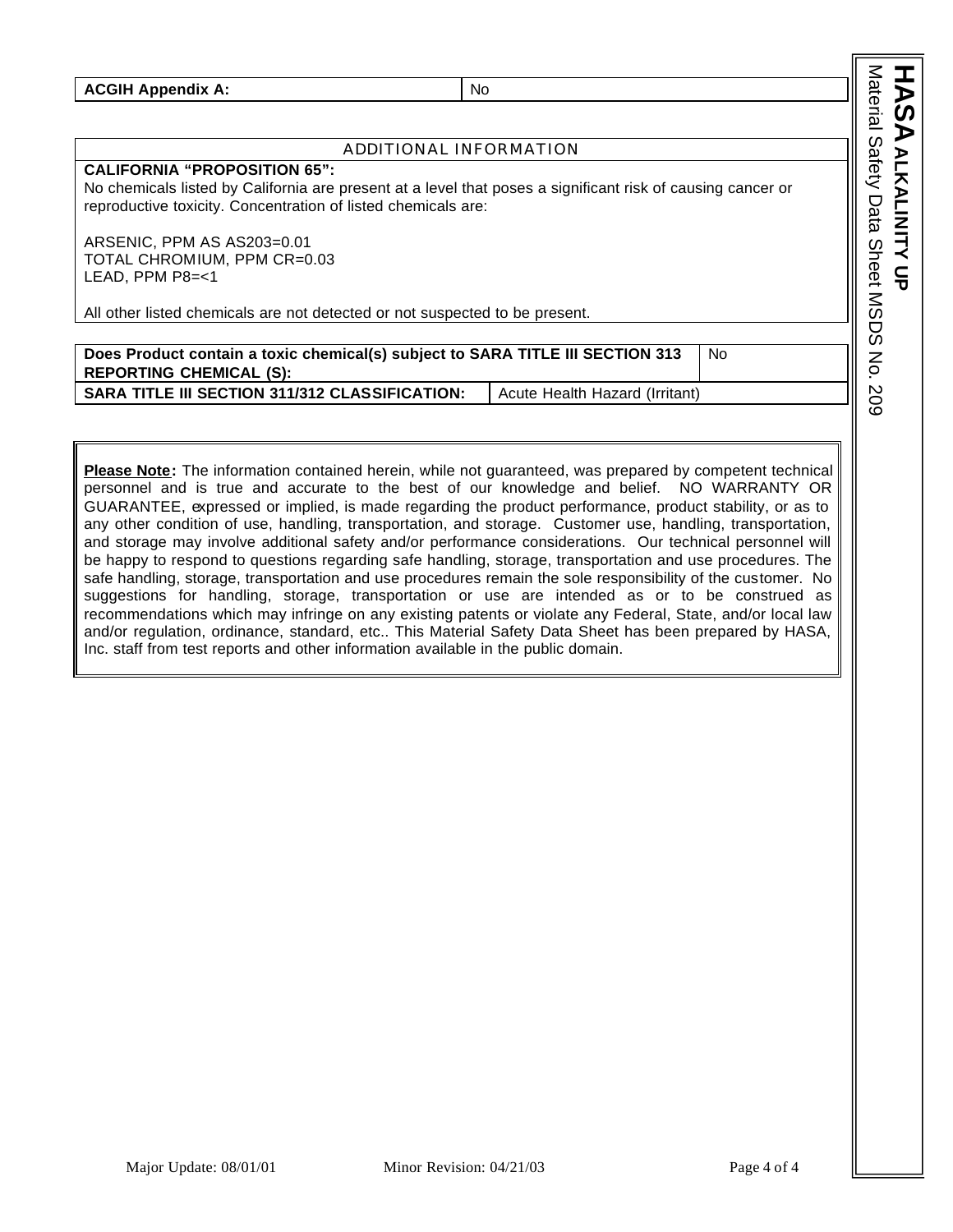| | |
|---|---|
| **ACGIH Appendix A:** | No |

## ADDITIONAL INFORMATION

**CALIFORNIA "PROPOSITION 65":**
No chemicals listed by California are present at a level that poses a significant risk of causing cancer or reproductive toxicity. Concentration of listed chemicals are:

ARSENIC, PPM AS AS203=0.01
TOTAL CHROMIUM, PPM CR=0.03
LEAD, PPM P8=<1

All other listed chemicals are not detected or not suspected to be present.

| | |
|---|---|
| **Does Product contain a toxic chemical(s) subject to SARA TITLE III SECTION 313 REPORTING CHEMICAL (S):** | No |
| **SARA TITLE III SECTION 311/312 CLASSIFICATION:** | Acute Health Hazard (Irritant) |

**Please Note:** The information contained herein, while not guaranteed, was prepared by competent technical personnel and is true and accurate to the best of our knowledge and belief. NO WARRANTY OR GUARANTEE, expressed or implied, is made regarding the product performance, product stability, or as to any other condition of use, handling, transportation, and storage. Customer use, handling, transportation, and storage may involve additional safety and/or performance considerations. Our technical personnel will be happy to respond to questions regarding safe handling, storage, transportation and use procedures. The safe handling, storage, transportation and use procedures remain the sole responsibility of the customer. No suggestions for handling, storage, transportation or use are intended as or to be construed as recommendations which may infringe on any existing patents or violate any Federal, State, and/or local law and/or regulation, ordinance, standard, etc.. This Material Safety Data Sheet has been prepared by HASA, Inc. staff from test reports and other information available in the public domain.